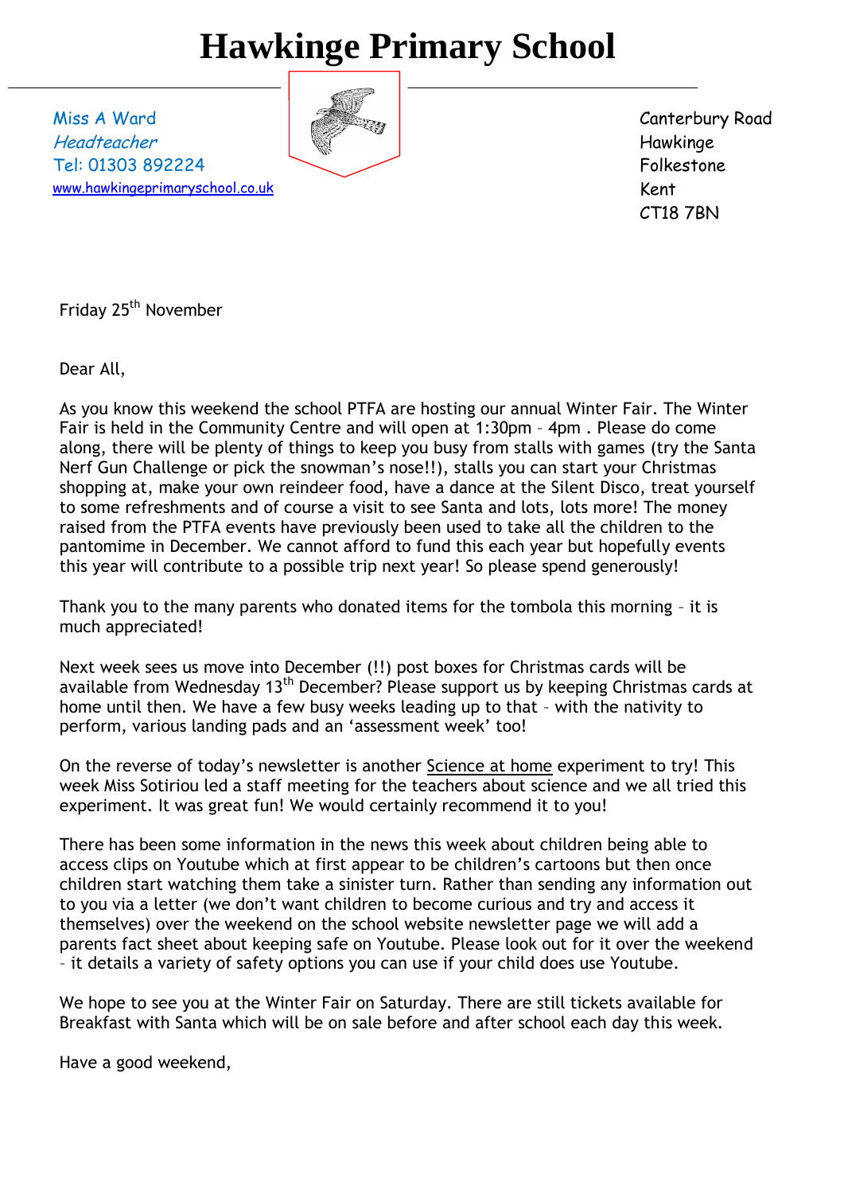# Hawkinge Primary School

Miss A Ward
*Headteacher*
Tel: 01303 892224
www.hawkingeprimaryschool.co.uk

Canterbury Road
Hawkinge
Folkestone
Kent
CT18 7BN

Friday 25th November

Dear All,

As you know this weekend the school PTFA are hosting our annual Winter Fair. The Winter Fair is held in the Community Centre and will open at 1:30pm – 4pm . Please do come along, there will be plenty of things to keep you busy from stalls with games (try the Santa Nerf Gun Challenge or pick the snowman's nose!!), stalls you can start your Christmas shopping at, make your own reindeer food, have a dance at the Silent Disco, treat yourself to some refreshments and of course a visit to see Santa and lots, lots more! The money raised from the PTFA events have previously been used to take all the children to the pantomime in December. We cannot afford to fund this each year but hopefully events this year will contribute to a possible trip next year! So please spend generously!

Thank you to the many parents who donated items for the tombola this morning – it is much appreciated!

Next week sees us move into December (!!) post boxes for Christmas cards will be available from Wednesday 13th December? Please support us by keeping Christmas cards at home until then. We have a few busy weeks leading up to that – with the nativity to perform, various landing pads and an 'assessment week' too!

On the reverse of today's newsletter is another Science at home experiment to try! This week Miss Sotiriou led a staff meeting for the teachers about science and we all tried this experiment. It was great fun! We would certainly recommend it to you!

There has been some information in the news this week about children being able to access clips on Youtube which at first appear to be children's cartoons but then once children start watching them take a sinister turn. Rather than sending any information out to you via a letter (we don't want children to become curious and try and access it themselves) over the weekend on the school website newsletter page we will add a parents fact sheet about keeping safe on Youtube. Please look out for it over the weekend – it details a variety of safety options you can use if your child does use Youtube.

We hope to see you at the Winter Fair on Saturday. There are still tickets available for Breakfast with Santa which will be on sale before and after school each day this week.

Have a good weekend,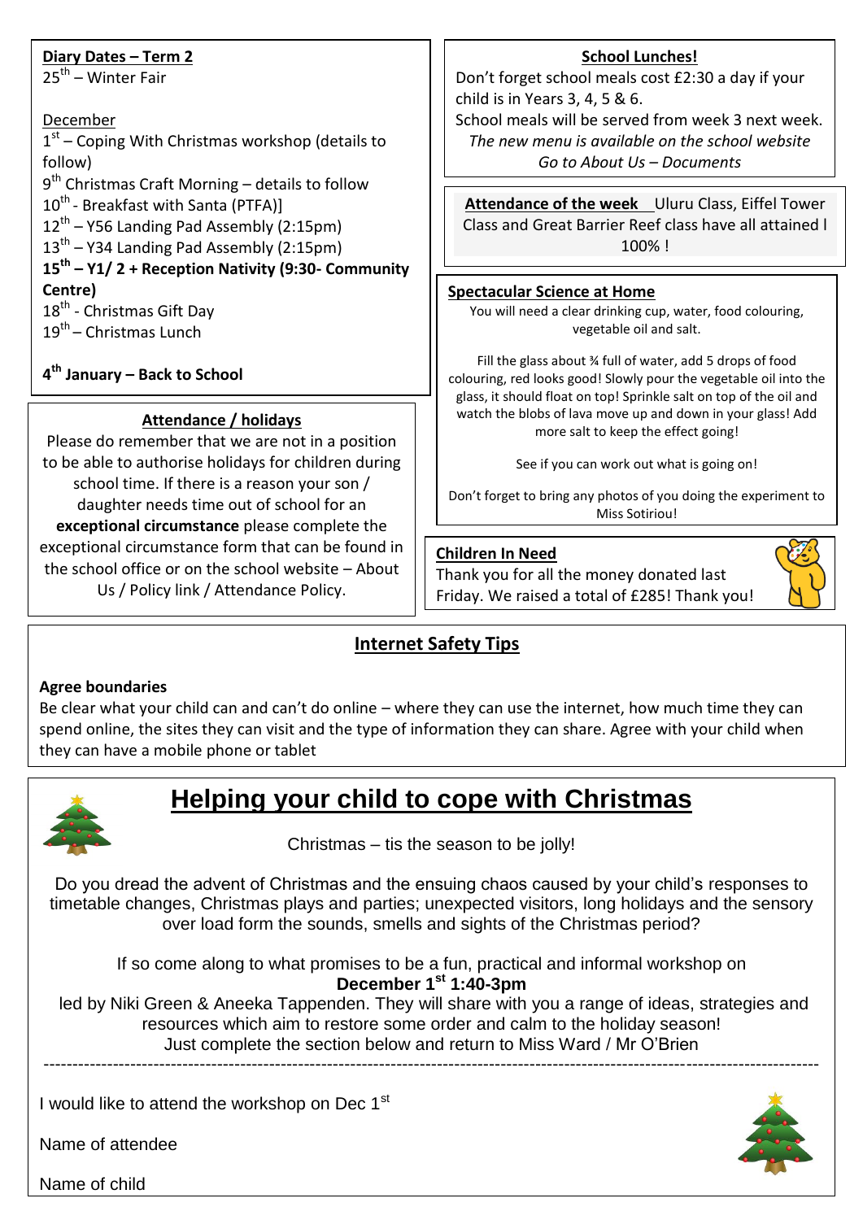**Diary Dates – Term 2**

25th – Winter Fair

December

1st – Coping With Christmas workshop (details to follow)

9th Christmas Craft Morning – details to follow

10th - Breakfast with Santa (PTFA)]

12th – Y56 Landing Pad Assembly (2:15pm)

13th – Y34 Landing Pad Assembly (2:15pm)

**15th – Y1/ 2 + Reception Nativity (9:30- Community Centre)**

18th - Christmas Gift Day

19th – Christmas Lunch

**4th January – Back to School**

**Attendance / holidays**

Please do remember that we are not in a position to be able to authorise holidays for children during school time. If there is a reason your son / daughter needs time out of school for an **exceptional circumstance** please complete the exceptional circumstance form that can be found in the school office or on the school website – About Us / Policy link / Attendance Policy.

**School Lunches!**

Don't forget school meals cost £2:30 a day if your child is in Years 3, 4, 5 & 6.

School meals will be served from week 3 next week.

*The new menu is available on the school website*

*Go to About Us – Documents*

**Attendance of the week** Uluru Class, Eiffel Tower Class and Great Barrier Reef class have all attained l 100% !

**Spectacular Science at Home**

You will need a clear drinking cup, water, food colouring, vegetable oil and salt.

Fill the glass about ¾ full of water, add 5 drops of food colouring, red looks good! Slowly pour the vegetable oil into the glass, it should float on top! Sprinkle salt on top of the oil and watch the blobs of lava move up and down in your glass! Add more salt to keep the effect going!

See if you can work out what is going on!

Don't forget to bring any photos of you doing the experiment to Miss Sotiriou!

**Children In Need**

Thank you for all the money donated last Friday. We raised a total of £285! Thank you!

## Internet Safety Tips

**Agree boundaries**

Be clear what your child can and can't do online – where they can use the internet, how much time they can spend online, the sites they can visit and the type of information they can share. Agree with your child when they can have a mobile phone or tablet

## Helping your child to cope with Christmas

Christmas – tis the season to be jolly!

Do you dread the advent of Christmas and the ensuing chaos caused by your child's responses to timetable changes, Christmas plays and parties; unexpected visitors, long holidays and the sensory over load form the sounds, smells and sights of the Christmas period?

If so come along to what promises to be a fun, practical and informal workshop on **December 1st 1:40-3pm** led by Niki Green & Aneeka Tappenden. They will share with you a range of ideas, strategies and resources which aim to restore some order and calm to the holiday season!

Just complete the section below and return to Miss Ward / Mr O'Brien

---

I would like to attend the workshop on Dec 1st

Name of attendee

Name of child